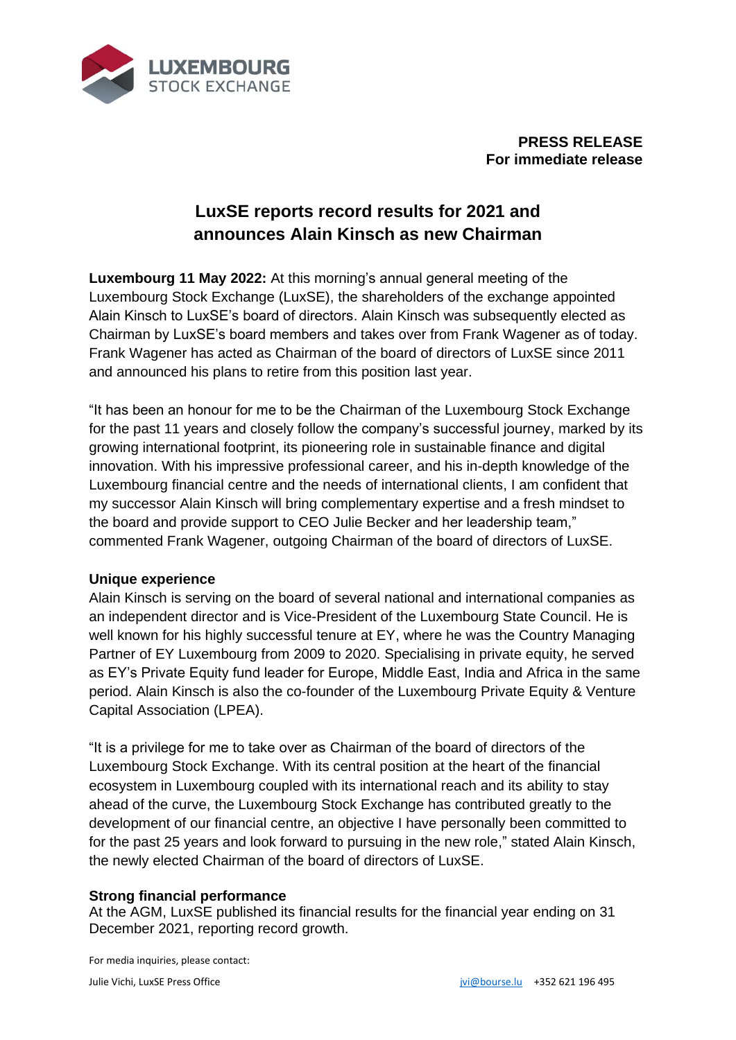**PRESS RELEASE**
**For immediate release**

# LuxSE reports record results for 2021 and announces Alain Kinsch as new Chairman

**Luxembourg 11 May 2022:** At this morning's annual general meeting of the Luxembourg Stock Exchange (LuxSE), the shareholders of the exchange appointed Alain Kinsch to LuxSE's board of directors. Alain Kinsch was subsequently elected as Chairman by LuxSE's board members and takes over from Frank Wagener as of today. Frank Wagener has acted as Chairman of the board of directors of LuxSE since 2011 and announced his plans to retire from this position last year.

"It has been an honour for me to be the Chairman of the Luxembourg Stock Exchange for the past 11 years and closely follow the company's successful journey, marked by its growing international footprint, its pioneering role in sustainable finance and digital innovation. With his impressive professional career, and his in-depth knowledge of the Luxembourg financial centre and the needs of international clients, I am confident that my successor Alain Kinsch will bring complementary expertise and a fresh mindset to the board and provide support to CEO Julie Becker and her leadership team," commented Frank Wagener, outgoing Chairman of the board of directors of LuxSE.

## Unique experience

Alain Kinsch is serving on the board of several national and international companies as an independent director and is Vice-President of the Luxembourg State Council. He is well known for his highly successful tenure at EY, where he was the Country Managing Partner of EY Luxembourg from 2009 to 2020. Specialising in private equity, he served as EY's Private Equity fund leader for Europe, Middle East, India and Africa in the same period. Alain Kinsch is also the co-founder of the Luxembourg Private Equity & Venture Capital Association (LPEA).

"It is a privilege for me to take over as Chairman of the board of directors of the Luxembourg Stock Exchange. With its central position at the heart of the financial ecosystem in Luxembourg coupled with its international reach and its ability to stay ahead of the curve, the Luxembourg Stock Exchange has contributed greatly to the development of our financial centre, an objective I have personally been committed to for the past 25 years and look forward to pursuing in the new role," stated Alain Kinsch, the newly elected Chairman of the board of directors of LuxSE.

## Strong financial performance

At the AGM, LuxSE published its financial results for the financial year ending on 31 December 2021, reporting record growth.

For media inquiries, please contact:

Julie Vichi, LuxSE Press Office jvi@bourse.lu +352 621 196 495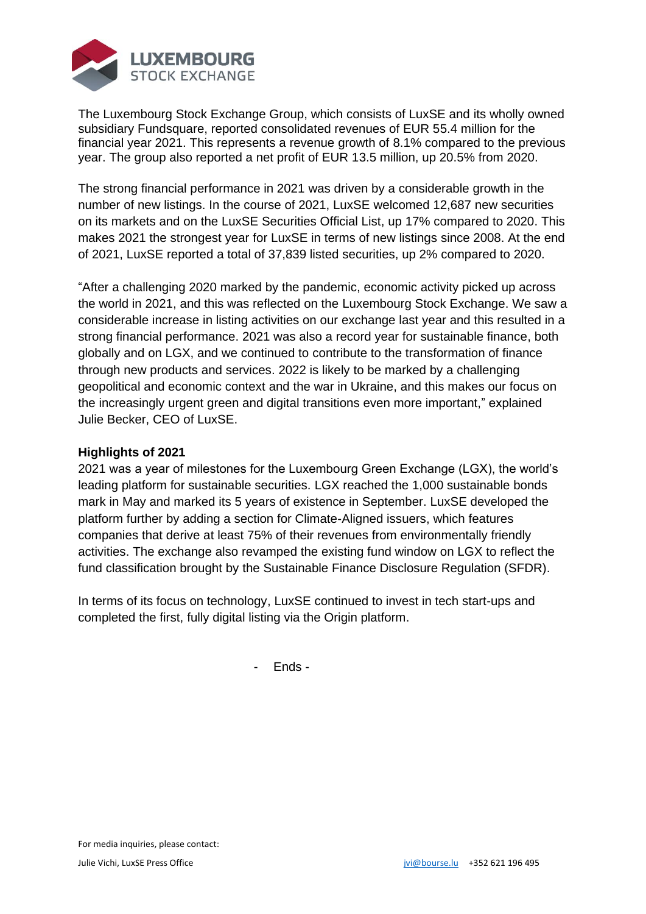The Luxembourg Stock Exchange Group, which consists of LuxSE and its wholly owned subsidiary Fundsquare, reported consolidated revenues of EUR 55.4 million for the financial year 2021. This represents a revenue growth of 8.1% compared to the previous year. The group also reported a net profit of EUR 13.5 million, up 20.5% from 2020.

The strong financial performance in 2021 was driven by a considerable growth in the number of new listings. In the course of 2021, LuxSE welcomed 12,687 new securities on its markets and on the LuxSE Securities Official List, up 17% compared to 2020. This makes 2021 the strongest year for LuxSE in terms of new listings since 2008. At the end of 2021, LuxSE reported a total of 37,839 listed securities, up 2% compared to 2020.

"After a challenging 2020 marked by the pandemic, economic activity picked up across the world in 2021, and this was reflected on the Luxembourg Stock Exchange. We saw a considerable increase in listing activities on our exchange last year and this resulted in a strong financial performance. 2021 was also a record year for sustainable finance, both globally and on LGX, and we continued to contribute to the transformation of finance through new products and services. 2022 is likely to be marked by a challenging geopolitical and economic context and the war in Ukraine, and this makes our focus on the increasingly urgent green and digital transitions even more important," explained Julie Becker, CEO of LuxSE.

**Highlights of 2021**

2021 was a year of milestones for the Luxembourg Green Exchange (LGX), the world's leading platform for sustainable securities. LGX reached the 1,000 sustainable bonds mark in May and marked its 5 years of existence in September. LuxSE developed the platform further by adding a section for Climate-Aligned issuers, which features companies that derive at least 75% of their revenues from environmentally friendly activities. The exchange also revamped the existing fund window on LGX to reflect the fund classification brought by the Sustainable Finance Disclosure Regulation (SFDR).

In terms of its focus on technology, LuxSE continued to invest in tech start-ups and completed the first, fully digital listing via the Origin platform.

\- Ends -

For media inquiries, please contact:

Julie Vichi, LuxSE Press Office jvi@bourse.lu +352 621 196 495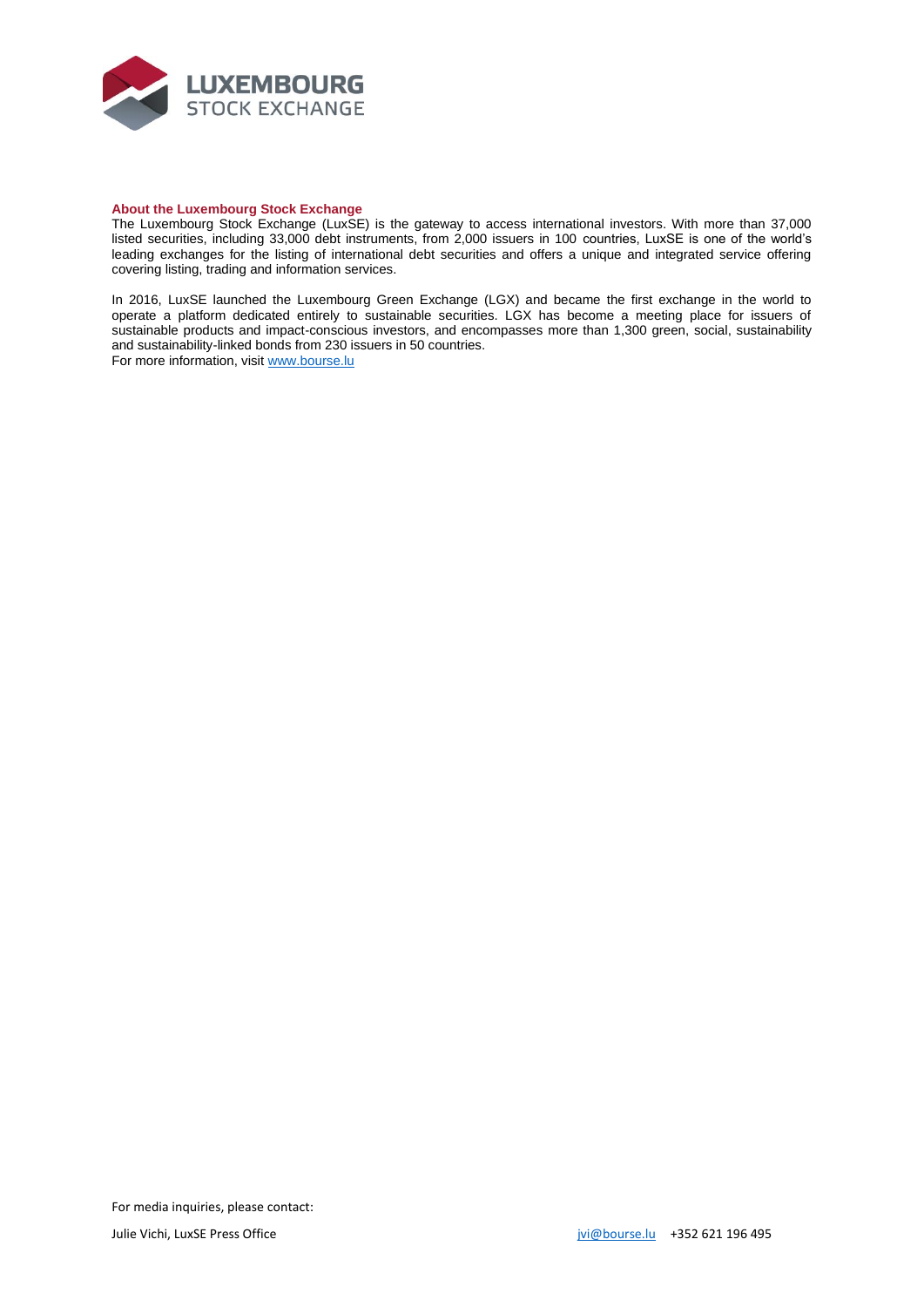**About the Luxembourg Stock Exchange**

The Luxembourg Stock Exchange (LuxSE) is the gateway to access international investors. With more than 37,000 listed securities, including 33,000 debt instruments, from 2,000 issuers in 100 countries, LuxSE is one of the world's leading exchanges for the listing of international debt securities and offers a unique and integrated service offering covering listing, trading and information services.

In 2016, LuxSE launched the Luxembourg Green Exchange (LGX) and became the first exchange in the world to operate a platform dedicated entirely to sustainable securities. LGX has become a meeting place for issuers of sustainable products and impact-conscious investors, and encompasses more than 1,300 green, social, sustainability and sustainability-linked bonds from 230 issuers in 50 countries.
For more information, visit www.bourse.lu

For media inquiries, please contact:

Julie Vichi, LuxSE Press Office jvi@bourse.lu +352 621 196 495